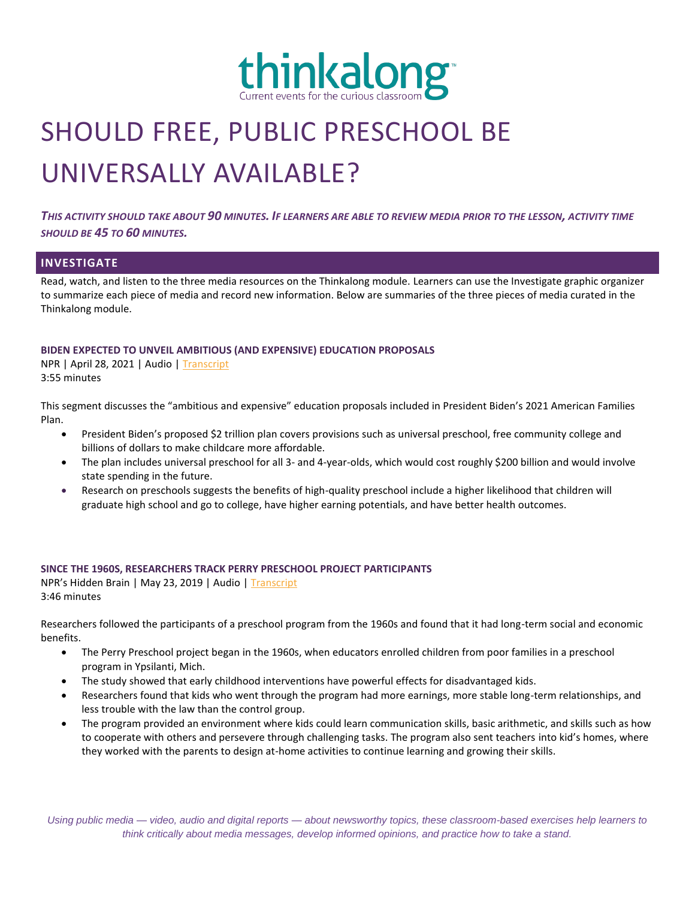thinkalong™
Current events for the curious classroom

# SHOULD FREE, PUBLIC PRESCHOOL BE UNIVERSALLY AVAILABLE?

***THIS ACTIVITY SHOULD TAKE ABOUT 90 MINUTES. IF LEARNERS ARE ABLE TO REVIEW MEDIA PRIOR TO THE LESSON, ACTIVITY TIME SHOULD BE 45 TO 60 MINUTES.***

## INVESTIGATE

Read, watch, and listen to the three media resources on the Thinkalong module. Learners can use the Investigate graphic organizer to summarize each piece of media and record new information. Below are summaries of the three pieces of media curated in the Thinkalong module.

### BIDEN EXPECTED TO UNVEIL AMBITIOUS (AND EXPENSIVE) EDUCATION PROPOSALS

NPR | April 28, 2021 | Audio | Transcript
3:55 minutes

This segment discusses the "ambitious and expensive" education proposals included in President Biden's 2021 American Families Plan.

- President Biden's proposed $2 trillion plan covers provisions such as universal preschool, free community college and billions of dollars to make childcare more affordable.
- The plan includes universal preschool for all 3- and 4-year-olds, which would cost roughly $200 billion and would involve state spending in the future.
- Research on preschools suggests the benefits of high-quality preschool include a higher likelihood that children will graduate high school and go to college, have higher earning potentials, and have better health outcomes.

### SINCE THE 1960S, RESEARCHERS TRACK PERRY PRESCHOOL PROJECT PARTICIPANTS

NPR's Hidden Brain | May 23, 2019 | Audio | Transcript
3:46 minutes

Researchers followed the participants of a preschool program from the 1960s and found that it had long-term social and economic benefits.

- The Perry Preschool project began in the 1960s, when educators enrolled children from poor families in a preschool program in Ypsilanti, Mich.
- The study showed that early childhood interventions have powerful effects for disadvantaged kids.
- Researchers found that kids who went through the program had more earnings, more stable long-term relationships, and less trouble with the law than the control group.
- The program provided an environment where kids could learn communication skills, basic arithmetic, and skills such as how to cooperate with others and persevere through challenging tasks. The program also sent teachers into kid's homes, where they worked with the parents to design at-home activities to continue learning and growing their skills.

*Using public media — video, audio and digital reports — about newsworthy topics, these classroom-based exercises help learners to think critically about media messages, develop informed opinions, and practice how to take a stand.*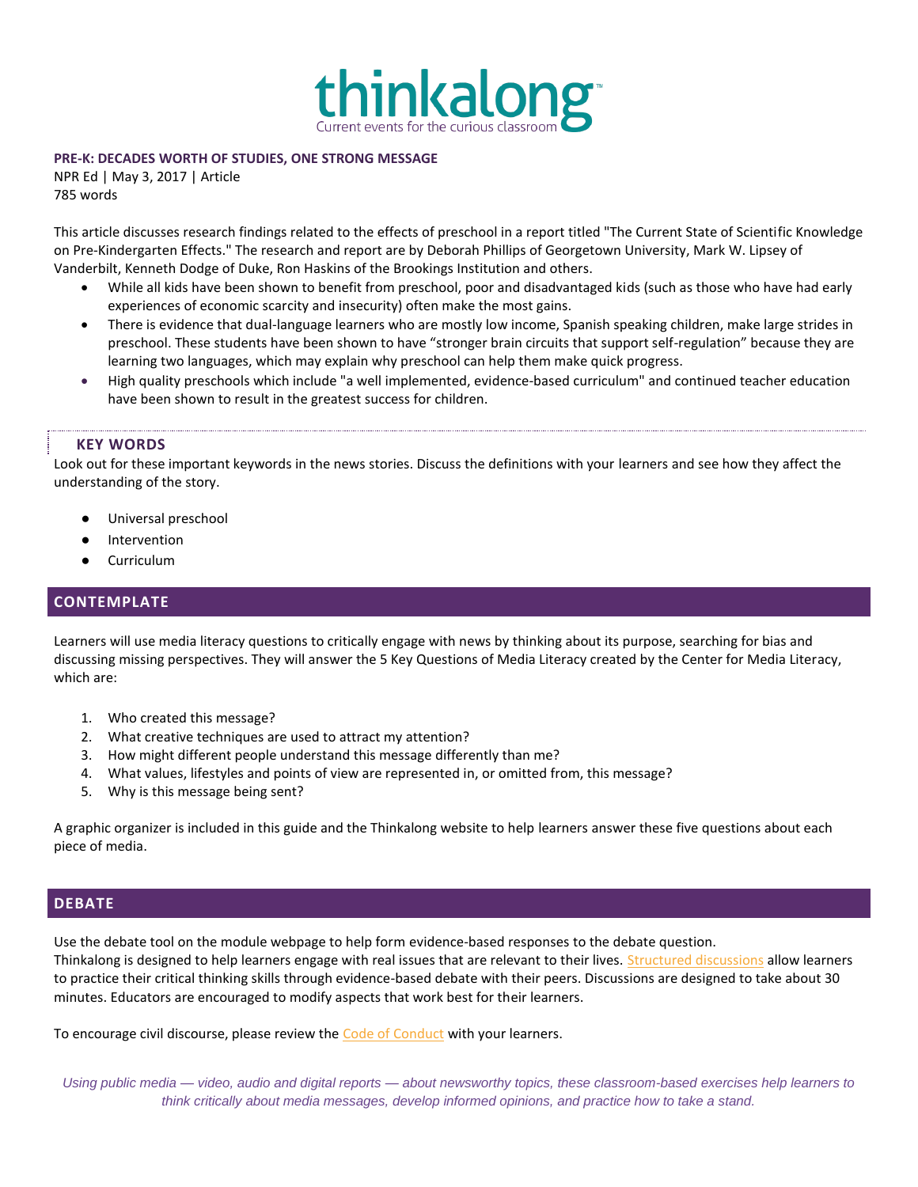# thinkalong

Current events for the curious classroom

**PRE-K: DECADES WORTH OF STUDIES, ONE STRONG MESSAGE**

NPR Ed | May 3, 2017 | Article

785 words

This article discusses research findings related to the effects of preschool in a report titled "The Current State of Scientific Knowledge on Pre-Kindergarten Effects." The research and report are by Deborah Phillips of Georgetown University, Mark W. Lipsey of Vanderbilt, Kenneth Dodge of Duke, Ron Haskins of the Brookings Institution and others.

- While all kids have been shown to benefit from preschool, poor and disadvantaged kids (such as those who have had early experiences of economic scarcity and insecurity) often make the most gains.
- There is evidence that dual-language learners who are mostly low income, Spanish speaking children, make large strides in preschool. These students have been shown to have "stronger brain circuits that support self-regulation" because they are learning two languages, which may explain why preschool can help them make quick progress.
- High quality preschools which include "a well implemented, evidence-based curriculum" and continued teacher education have been shown to result in the greatest success for children.

## KEY WORDS

Look out for these important keywords in the news stories. Discuss the definitions with your learners and see how they affect the understanding of the story.

- Universal preschool
- Intervention
- Curriculum

## CONTEMPLATE

Learners will use media literacy questions to critically engage with news by thinking about its purpose, searching for bias and discussing missing perspectives. They will answer the 5 Key Questions of Media Literacy created by the Center for Media Literacy, which are:

1. Who created this message?
2. What creative techniques are used to attract my attention?
3. How might different people understand this message differently than me?
4. What values, lifestyles and points of view are represented in, or omitted from, this message?
5. Why is this message being sent?

A graphic organizer is included in this guide and the Thinkalong website to help learners answer these five questions about each piece of media.

## DEBATE

Use the debate tool on the module webpage to help form evidence-based responses to the debate question.
Thinkalong is designed to help learners engage with real issues that are relevant to their lives. Structured discussions allow learners to practice their critical thinking skills through evidence-based debate with their peers. Discussions are designed to take about 30 minutes. Educators are encouraged to modify aspects that work best for their learners.

To encourage civil discourse, please review the Code of Conduct with your learners.

*Using public media — video, audio and digital reports — about newsworthy topics, these classroom-based exercises help learners to think critically about media messages, develop informed opinions, and practice how to take a stand.*